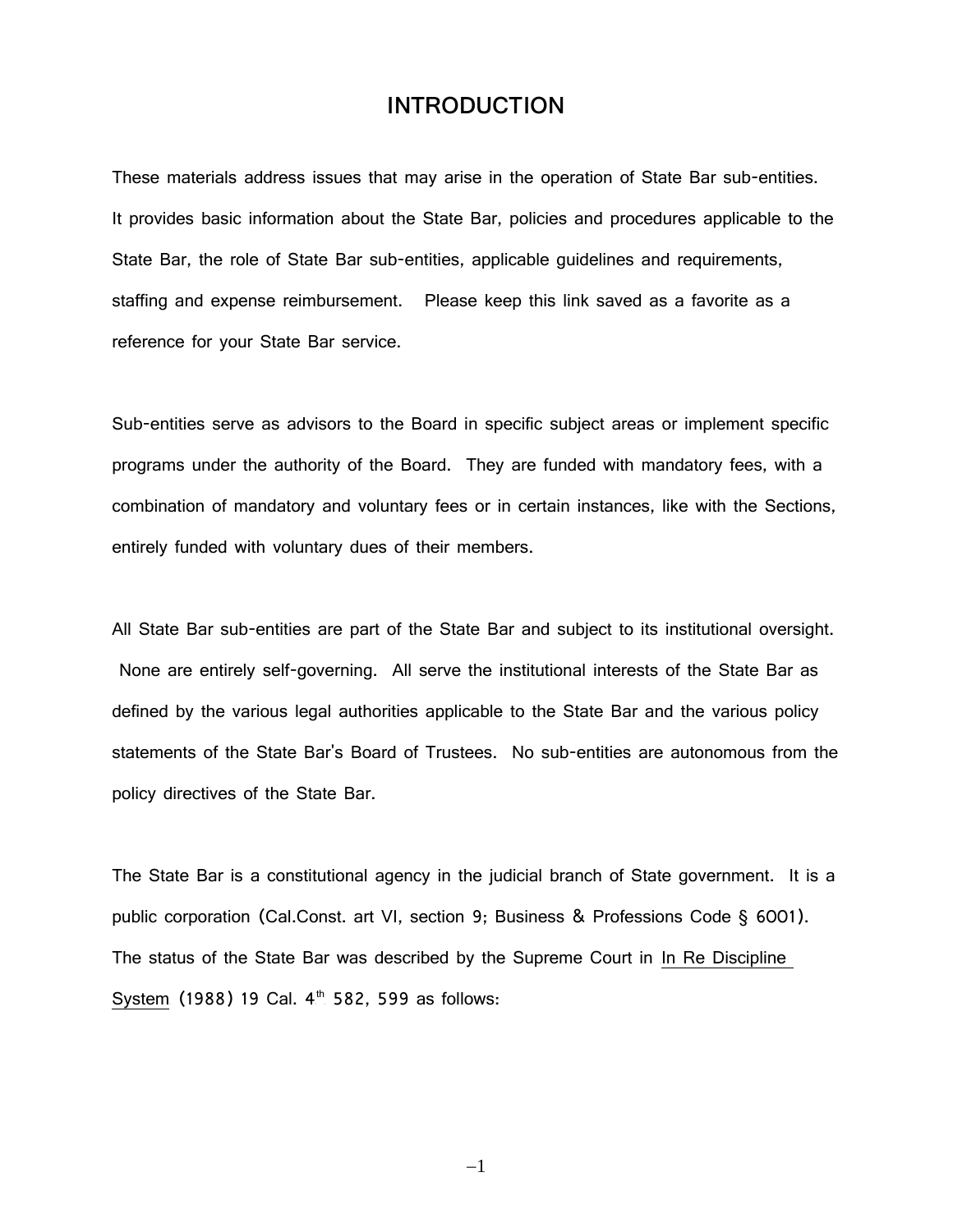# INTRODUCTION

These materials address issues that may arise in the operation of State Bar sub-entities. It provides basic information about the State Bar, policies and procedures applicable to the State Bar, the role of State Bar sub-entities, applicable guidelines and requirements, staffing and expense reimbursement. Please keep this link saved as a favorite as a reference for your State Bar service.

Sub-entities serve as advisors to the Board in specific subject areas or implement specific programs under the authority of the Board. They are funded with mandatory fees, with a combination of mandatory and voluntary fees or in certain instances, like with the Sections, entirely funded with voluntary dues of their members.

All State Bar sub-entities are part of the State Bar and subject to its institutional oversight. None are entirely self-governing. All serve the institutional interests of the State Bar as defined by the various legal authorities applicable to the State Bar and the various policy statements of the State Bar's Board of Trustees. No sub-entities are autonomous from the policy directives of the State Bar.

The State Bar is a constitutional agency in the judicial branch of State government. It is a public corporation (Cal.Const. art VI, section 9; Business & Professions Code § 6001). The status of the State Bar was described by the Supreme Court in In Re Discipline System (1988) 19 Cal. 4th 582, 599 as follows: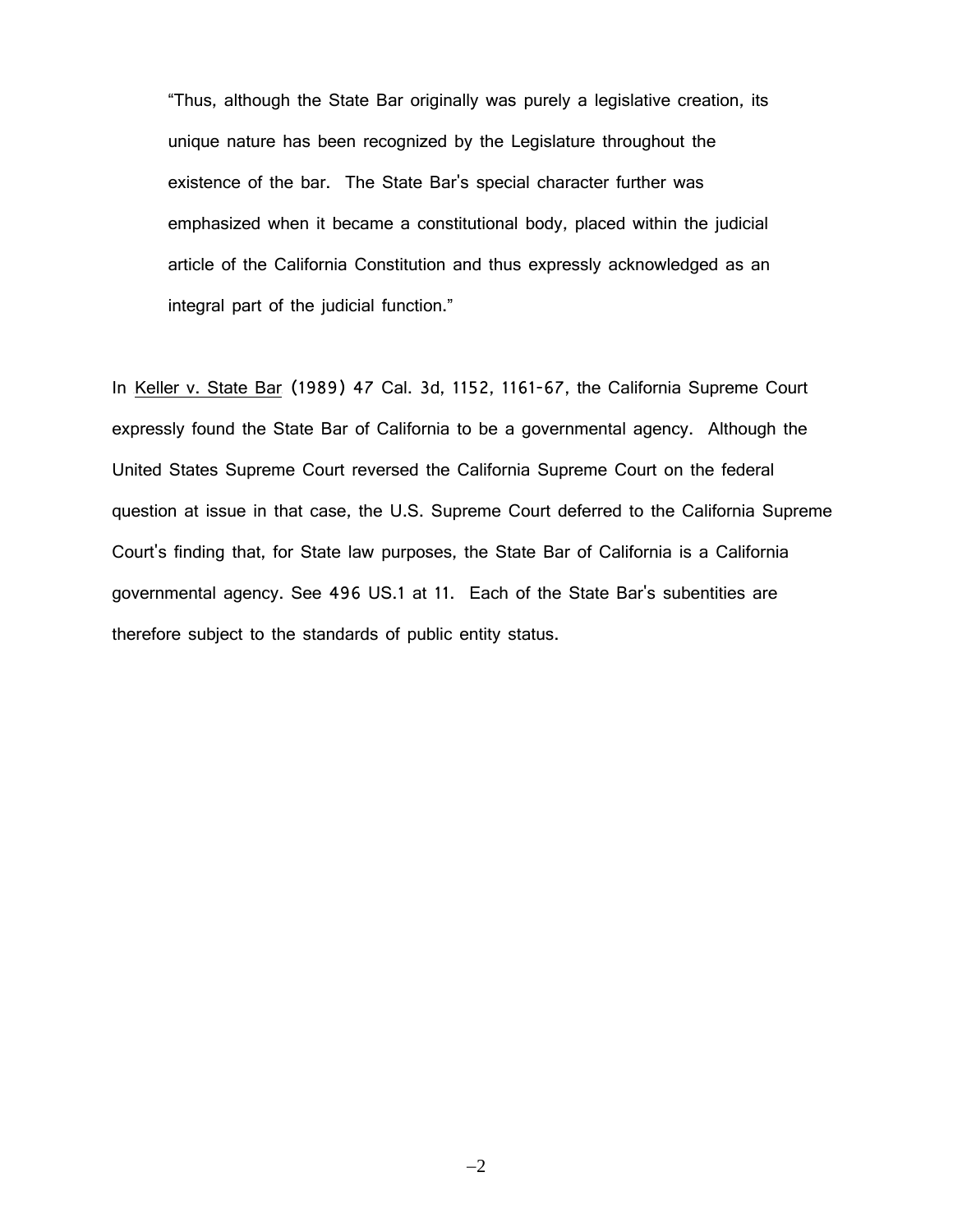> "Thus, although the State Bar originally was purely a legislative creation, its unique nature has been recognized by the Legislature throughout the existence of the bar. The State Bar's special character further was emphasized when it became a constitutional body, placed within the judicial article of the California Constitution and thus expressly acknowledged as an integral part of the judicial function."

In Keller v. State Bar (1989) 47 Cal. 3d, 1152, 1161-67, the California Supreme Court expressly found the State Bar of California to be a governmental agency. Although the United States Supreme Court reversed the California Supreme Court on the federal question at issue in that case, the U.S. Supreme Court deferred to the California Supreme Court's finding that, for State law purposes, the State Bar of California is a California governmental agency. See 496 US.1 at 11. Each of the State Bar's subentities are therefore subject to the standards of public entity status.